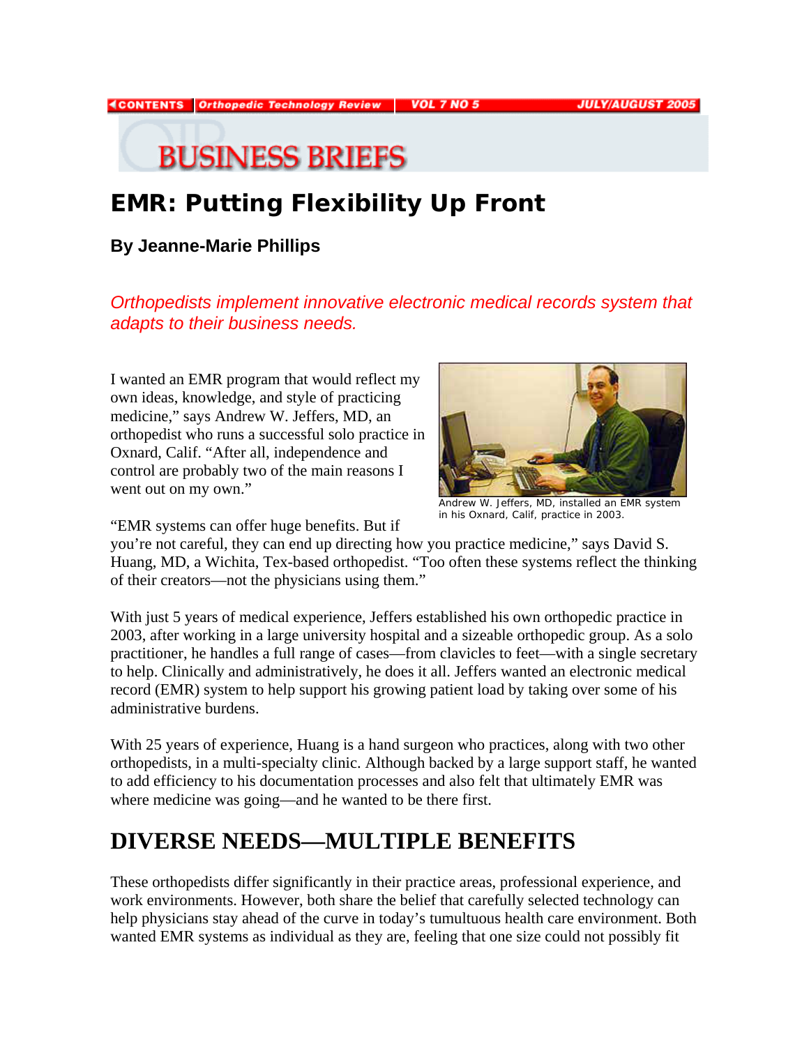# BUSINESS BRIEFS

## EMR: Putting Flexibility Up Front

**By Jeanne-Marie Phillips**

*Orthopedists implement innovative electronic medical records system that adapts to their business needs.*

I wanted an EMR program that would reflect my own ideas, knowledge, and style of practicing medicine," says Andrew W. Jeffers, MD, an orthopedist who runs a successful solo practice in Oxnard, Calif. "After all, independence and control are probably two of the main reasons I went out on my own."

Andrew W. Jeffers, MD, installed an EMR system in his Oxnard, Calif, practice in 2003.

"EMR systems can offer huge benefits. But if you're not careful, they can end up directing how you practice medicine," says David S. Huang, MD, a Wichita, Tex-based orthopedist. "Too often these systems reflect the thinking of their creators—not the physicians using them."

With just 5 years of medical experience, Jeffers established his own orthopedic practice in 2003, after working in a large university hospital and a sizeable orthopedic group. As a solo practitioner, he handles a full range of cases—from clavicles to feet—with a single secretary to help. Clinically and administratively, he does it all. Jeffers wanted an electronic medical record (EMR) system to help support his growing patient load by taking over some of his administrative burdens.

With 25 years of experience, Huang is a hand surgeon who practices, along with two other orthopedists, in a multi-specialty clinic. Although backed by a large support staff, he wanted to add efficiency to his documentation processes and also felt that ultimately EMR was where medicine was going—and he wanted to be there first.

## DIVERSE NEEDS—MULTIPLE BENEFITS

These orthopedists differ significantly in their practice areas, professional experience, and work environments. However, both share the belief that carefully selected technology can help physicians stay ahead of the curve in today's tumultuous health care environment. Both wanted EMR systems as individual as they are, feeling that one size could not possibly fit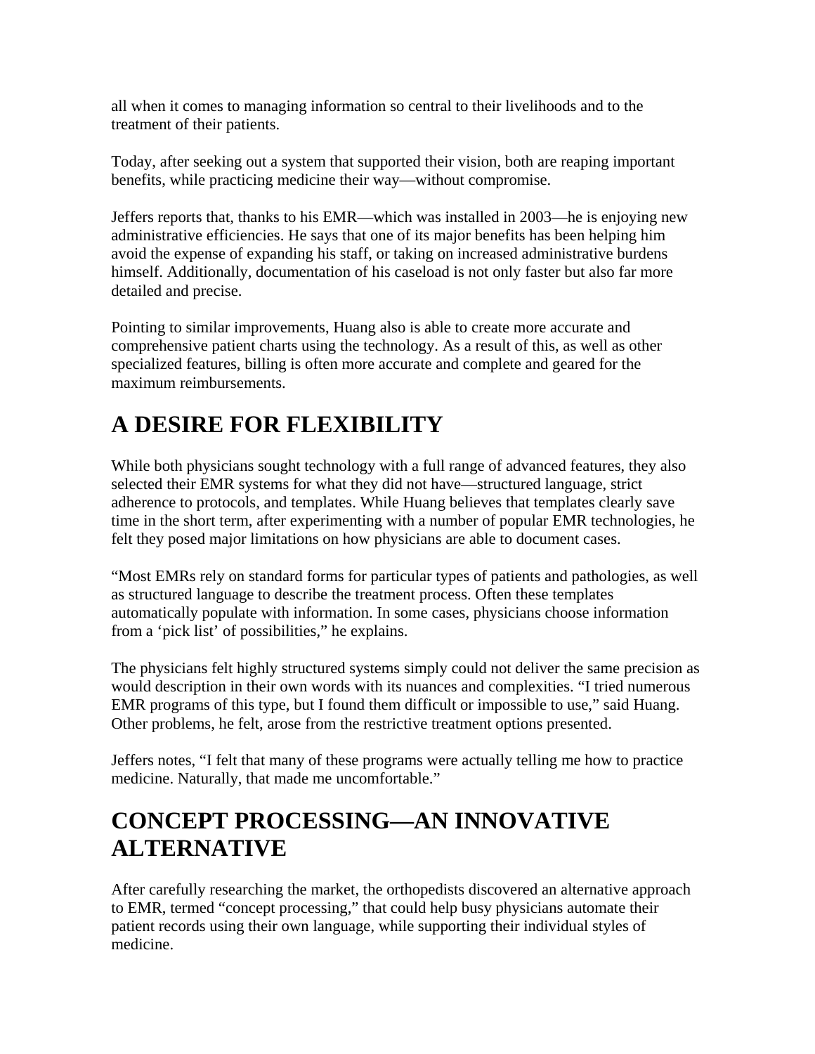all when it comes to managing information so central to their livelihoods and to the treatment of their patients.

Today, after seeking out a system that supported their vision, both are reaping important benefits, while practicing medicine their way—without compromise.

Jeffers reports that, thanks to his EMR—which was installed in 2003—he is enjoying new administrative efficiencies. He says that one of its major benefits has been helping him avoid the expense of expanding his staff, or taking on increased administrative burdens himself. Additionally, documentation of his caseload is not only faster but also far more detailed and precise.

Pointing to similar improvements, Huang also is able to create more accurate and comprehensive patient charts using the technology. As a result of this, as well as other specialized features, billing is often more accurate and complete and geared for the maximum reimbursements.

# A DESIRE FOR FLEXIBILITY

While both physicians sought technology with a full range of advanced features, they also selected their EMR systems for what they did not have—structured language, strict adherence to protocols, and templates. While Huang believes that templates clearly save time in the short term, after experimenting with a number of popular EMR technologies, he felt they posed major limitations on how physicians are able to document cases.

"Most EMRs rely on standard forms for particular types of patients and pathologies, as well as structured language to describe the treatment process. Often these templates automatically populate with information. In some cases, physicians choose information from a 'pick list' of possibilities," he explains.

The physicians felt highly structured systems simply could not deliver the same precision as would description in their own words with its nuances and complexities. "I tried numerous EMR programs of this type, but I found them difficult or impossible to use," said Huang. Other problems, he felt, arose from the restrictive treatment options presented.

Jeffers notes, "I felt that many of these programs were actually telling me how to practice medicine. Naturally, that made me uncomfortable."

# CONCEPT PROCESSING—AN INNOVATIVE ALTERNATIVE

After carefully researching the market, the orthopedists discovered an alternative approach to EMR, termed "concept processing," that could help busy physicians automate their patient records using their own language, while supporting their individual styles of medicine.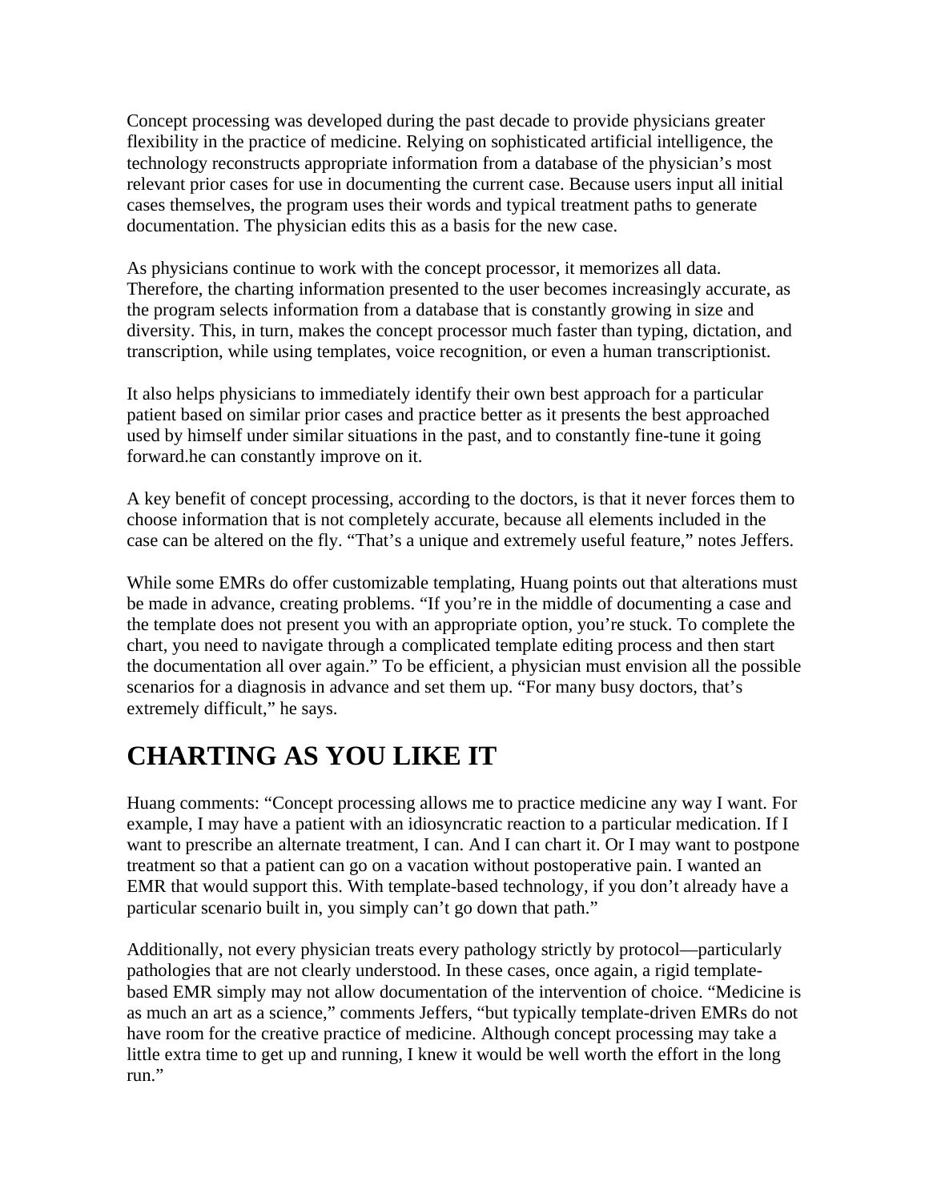Concept processing was developed during the past decade to provide physicians greater flexibility in the practice of medicine. Relying on sophisticated artificial intelligence, the technology reconstructs appropriate information from a database of the physician's most relevant prior cases for use in documenting the current case. Because users input all initial cases themselves, the program uses their words and typical treatment paths to generate documentation. The physician edits this as a basis for the new case.

As physicians continue to work with the concept processor, it memorizes all data. Therefore, the charting information presented to the user becomes increasingly accurate, as the program selects information from a database that is constantly growing in size and diversity. This, in turn, makes the concept processor much faster than typing, dictation, and transcription, while using templates, voice recognition, or even a human transcriptionist.

It also helps physicians to immediately identify their own best approach for a particular patient based on similar prior cases and practice better as it presents the best approached used by himself under similar situations in the past, and to constantly fine-tune it going forward.he can constantly improve on it.

A key benefit of concept processing, according to the doctors, is that it never forces them to choose information that is not completely accurate, because all elements included in the case can be altered on the fly. "That's a unique and extremely useful feature," notes Jeffers.

While some EMRs do offer customizable templating, Huang points out that alterations must be made in advance, creating problems. "If you're in the middle of documenting a case and the template does not present you with an appropriate option, you're stuck. To complete the chart, you need to navigate through a complicated template editing process and then start the documentation all over again." To be efficient, a physician must envision all the possible scenarios for a diagnosis in advance and set them up. "For many busy doctors, that's extremely difficult," he says.

# CHARTING AS YOU LIKE IT

Huang comments: "Concept processing allows me to practice medicine any way I want. For example, I may have a patient with an idiosyncratic reaction to a particular medication. If I want to prescribe an alternate treatment, I can. And I can chart it. Or I may want to postpone treatment so that a patient can go on a vacation without postoperative pain. I wanted an EMR that would support this. With template-based technology, if you don't already have a particular scenario built in, you simply can't go down that path."

Additionally, not every physician treats every pathology strictly by protocol—particularly pathologies that are not clearly understood. In these cases, once again, a rigid template-based EMR simply may not allow documentation of the intervention of choice. "Medicine is as much an art as a science," comments Jeffers, "but typically template-driven EMRs do not have room for the creative practice of medicine. Although concept processing may take a little extra time to get up and running, I knew it would be well worth the effort in the long run."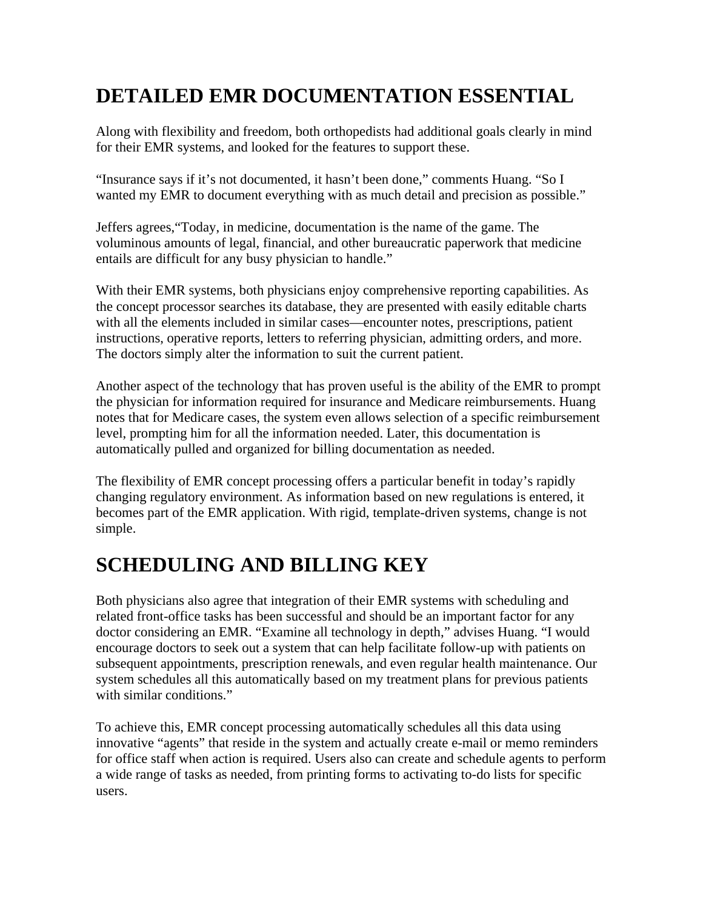## DETAILED EMR DOCUMENTATION ESSENTIAL

Along with flexibility and freedom, both orthopedists had additional goals clearly in mind for their EMR systems, and looked for the features to support these.

"Insurance says if it's not documented, it hasn't been done," comments Huang. "So I wanted my EMR to document everything with as much detail and precision as possible."

Jeffers agrees,"Today, in medicine, documentation is the name of the game. The voluminous amounts of legal, financial, and other bureaucratic paperwork that medicine entails are difficult for any busy physician to handle."

With their EMR systems, both physicians enjoy comprehensive reporting capabilities. As the concept processor searches its database, they are presented with easily editable charts with all the elements included in similar cases—encounter notes, prescriptions, patient instructions, operative reports, letters to referring physician, admitting orders, and more. The doctors simply alter the information to suit the current patient.

Another aspect of the technology that has proven useful is the ability of the EMR to prompt the physician for information required for insurance and Medicare reimbursements. Huang notes that for Medicare cases, the system even allows selection of a specific reimbursement level, prompting him for all the information needed. Later, this documentation is automatically pulled and organized for billing documentation as needed.

The flexibility of EMR concept processing offers a particular benefit in today's rapidly changing regulatory environment. As information based on new regulations is entered, it becomes part of the EMR application. With rigid, template-driven systems, change is not simple.

## SCHEDULING AND BILLING KEY

Both physicians also agree that integration of their EMR systems with scheduling and related front-office tasks has been successful and should be an important factor for any doctor considering an EMR. "Examine all technology in depth," advises Huang. "I would encourage doctors to seek out a system that can help facilitate follow-up with patients on subsequent appointments, prescription renewals, and even regular health maintenance. Our system schedules all this automatically based on my treatment plans for previous patients with similar conditions."

To achieve this, EMR concept processing automatically schedules all this data using innovative "agents" that reside in the system and actually create e-mail or memo reminders for office staff when action is required. Users also can create and schedule agents to perform a wide range of tasks as needed, from printing forms to activating to-do lists for specific users.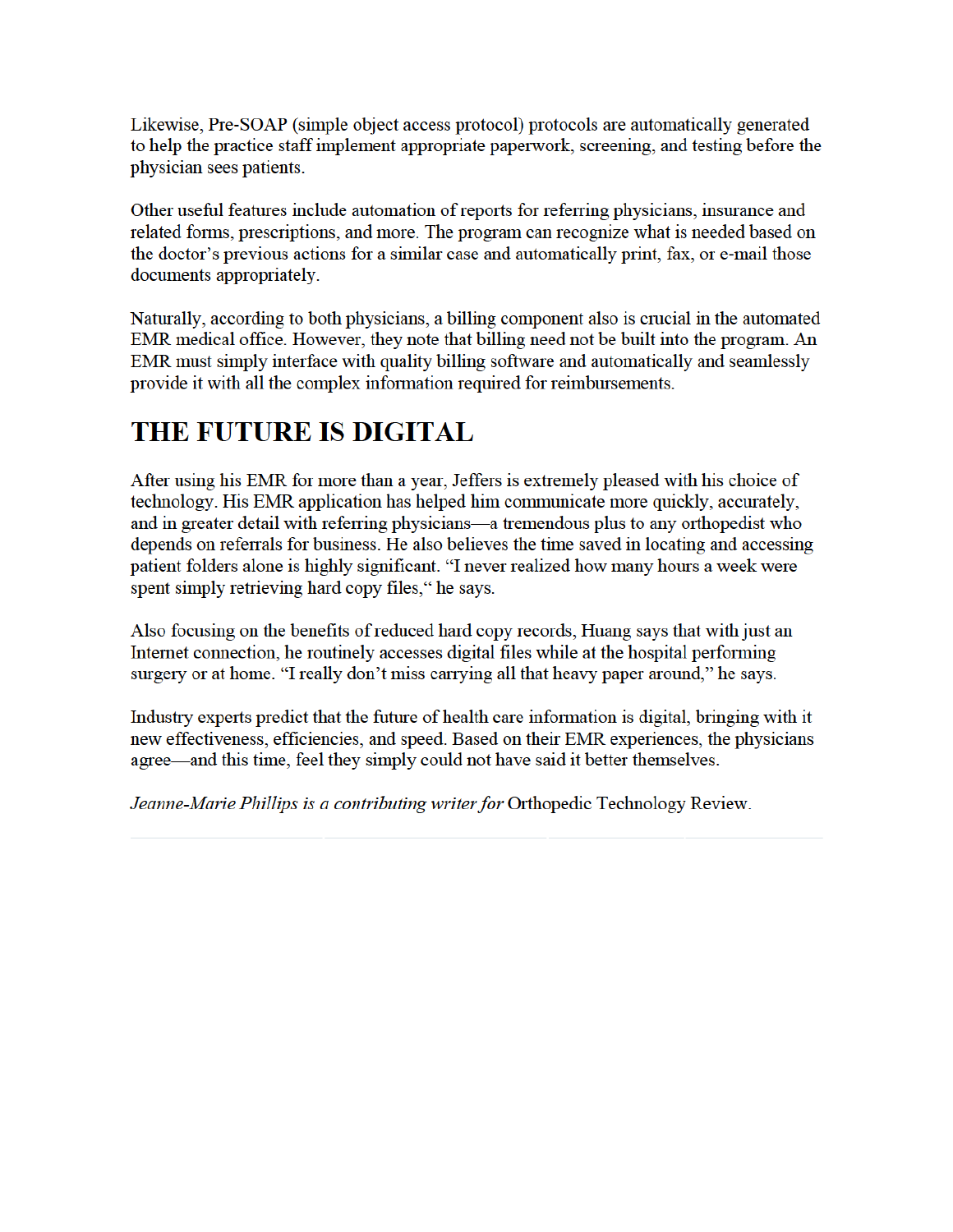Likewise, Pre-SOAP (simple object access protocol) protocols are automatically generated to help the practice staff implement appropriate paperwork, screening, and testing before the physician sees patients.

Other useful features include automation of reports for referring physicians, insurance and related forms, prescriptions, and more. The program can recognize what is needed based on the doctor's previous actions for a similar case and automatically print, fax, or e-mail those documents appropriately.

Naturally, according to both physicians, a billing component also is crucial in the automated EMR medical office. However, they note that billing need not be built into the program. An EMR must simply interface with quality billing software and automatically and seamlessly provide it with all the complex information required for reimbursements.

## THE FUTURE IS DIGITAL

After using his EMR for more than a year, Jeffers is extremely pleased with his choice of technology. His EMR application has helped him communicate more quickly, accurately, and in greater detail with referring physicians—a tremendous plus to any orthopedist who depends on referrals for business. He also believes the time saved in locating and accessing patient folders alone is highly significant. "I never realized how many hours a week were spent simply retrieving hard copy files," he says.

Also focusing on the benefits of reduced hard copy records, Huang says that with just an Internet connection, he routinely accesses digital files while at the hospital performing surgery or at home. "I really don't miss carrying all that heavy paper around," he says.

Industry experts predict that the future of health care information is digital, bringing with it new effectiveness, efficiencies, and speed. Based on their EMR experiences, the physicians agree—and this time, feel they simply could not have said it better themselves.

*Jeanne-Marie Phillips is a contributing writer for* Orthopedic Technology Review.